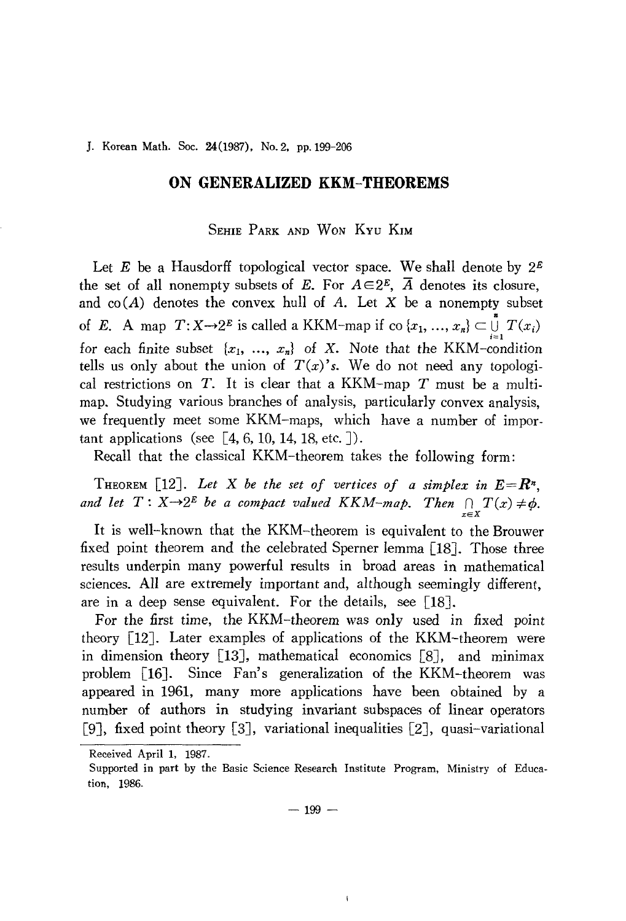# ON GENERALIZED KKM-THEOREMS

SEHIE PARK AND WON KYU KIM

Let $E$ be a Hausdorff topological vector space. We shall denote by $2^E$ the set of all nonempty subsets of $E$. For $A \in 2^E$, $\bar{A}$ denotes its closure, and $\text{co}(A)$ denotes the convex hull of $A$. Let $X$ be a nonempty subset of $E$. A map $T: X \to 2^E$ is called a KKM-map if $\text{co}\{x_1, \ldots, x_n\} \subset \bigcup_{i=1}^{n} T(x_i)$ for each finite subset $\{x_1, \ldots, x_n\}$ of $X$. Note that the KKM-condition tells us only about the union of $T(x)$'s. We do not need any topological restrictions on $T$. It is clear that a KKM-map $T$ must be a multimap. Studying various branches of analysis, particularly convex analysis, we frequently meet some KKM-maps, which have a number of important applications (see [4, 6, 10, 14, 18, etc.]).

Recall that the classical KKM-theorem takes the following form:

THEOREM [12]. *Let $X$ be the set of vertices of a simplex in $E=\mathbf{R}^n$, and let $T: X \to 2^E$ be a compact valued KKM-map. Then $\bigcap_{x \in X} T(x) \neq \phi$.*

It is well-known that the KKM-theorem is equivalent to the Brouwer fixed point theorem and the celebrated Sperner lemma [18]. Those three results underpin many powerful results in broad areas in mathematical sciences. All are extremely important and, although seemingly different, are in a deep sense equivalent. For the details, see [18].

For the first time, the KKM-theorem was only used in fixed point theory [12]. Later examples of applications of the KKM-theorem were in dimension theory [13], mathematical economics [8], and minimax problem [16]. Since Fan's generalization of the KKM-theorem was appeared in 1961, many more applications have been obtained by a number of authors in studying invariant subspaces of linear operators [9], fixed point theory [3], variational inequalities [2], quasi-variational

---

Received April 1, 1987.

Supported in part by the Basic Science Research Institute Program, Ministry of Education, 1986.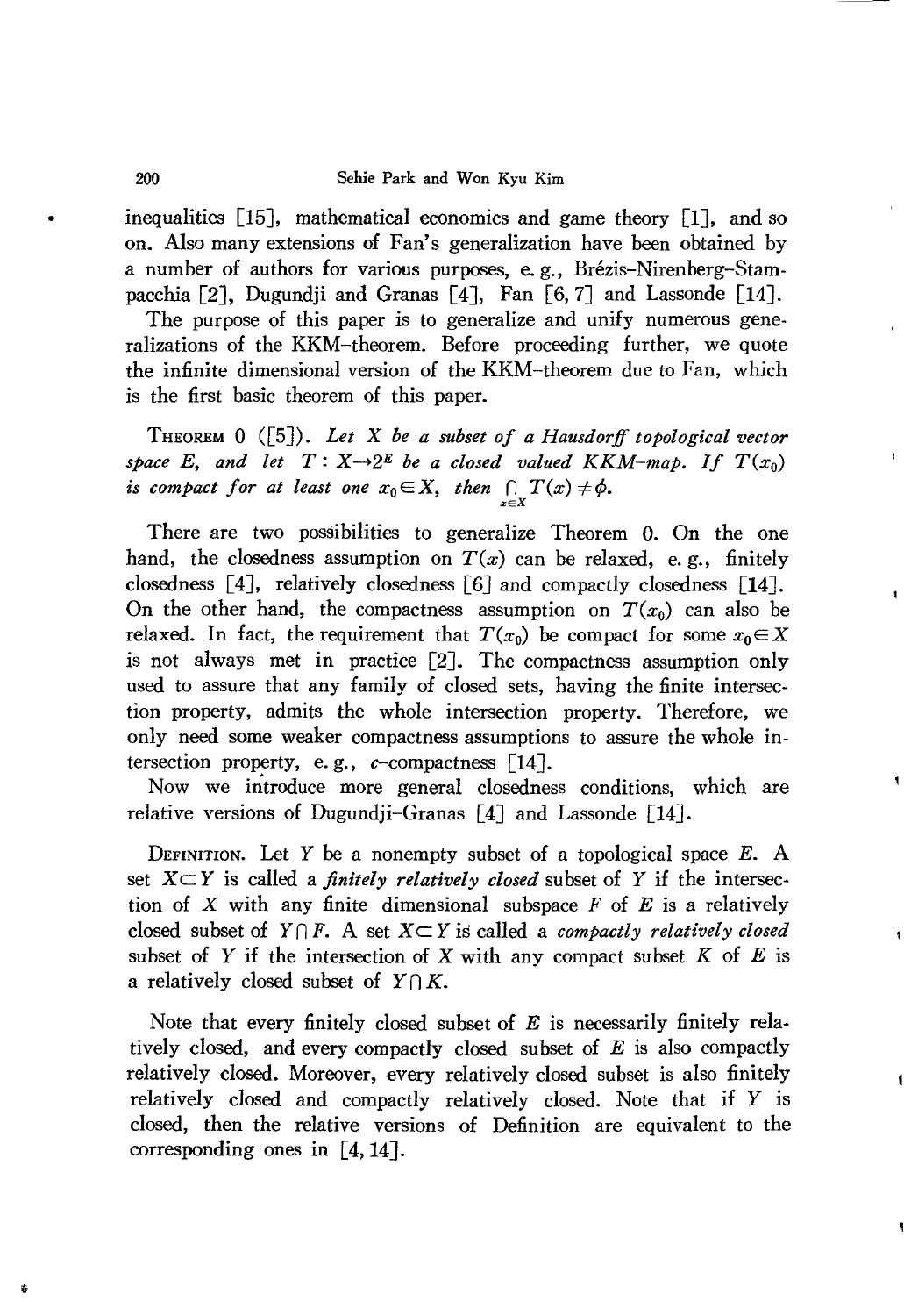inequalities [15], mathematical economics and game theory [1], and so on. Also many extensions of Fan's generalization have been obtained by a number of authors for various purposes, e. g., Brézis–Nirenberg–Stampacchia [2], Dugundji and Granas [4], Fan [6, 7] and Lassonde [14].

The purpose of this paper is to generalize and unify numerous generalizations of the KKM–theorem. Before proceeding further, we quote the infinite dimensional version of the KKM–theorem due to Fan, which is the first basic theorem of this paper.

THEOREM 0 ([5]). *Let $X$ be a subset of a Hausdorff topological vector space $E$, and let $T : X \to 2^E$ be a closed valued KKM–map. If $T(x_0)$ is compact for at least one $x_0 \in X$, then $\bigcap_{x \in X} T(x) \neq \phi$.*

There are two possibilities to generalize Theorem 0. On the one hand, the closedness assumption on $T(x)$ can be relaxed, e. g., finitely closedness [4], relatively closedness [6] and compactly closedness [14]. On the other hand, the compactness assumption on $T(x_0)$ can also be relaxed. In fact, the requirement that $T(x_0)$ be compact for some $x_0 \in X$ is not always met in practice [2]. The compactness assumption only used to assure that any family of closed sets, having the finite intersection property, admits the whole intersection property. Therefore, we only need some weaker compactness assumptions to assure the whole intersection property, e. g., $c$–compactness [14].

Now we introduce more general closedness conditions, which are relative versions of Dugundji–Granas [4] and Lassonde [14].

DEFINITION. Let $Y$ be a nonempty subset of a topological space $E$. A set $X \subset Y$ is called a *finitely relatively closed* subset of $Y$ if the intersection of $X$ with any finite dimensional subspace $F$ of $E$ is a relatively closed subset of $Y \cap F$. A set $X \subset Y$ is called a *compactly relatively closed* subset of $Y$ if the intersection of $X$ with any compact subset $K$ of $E$ is a relatively closed subset of $Y \cap K$.

Note that every finitely closed subset of $E$ is necessarily finitely relatively closed, and every compactly closed subset of $E$ is also compactly relatively closed. Moreover, every relatively closed subset is also finitely relatively closed and compactly relatively closed. Note that if $Y$ is closed, then the relative versions of Definition are equivalent to the corresponding ones in [4, 14].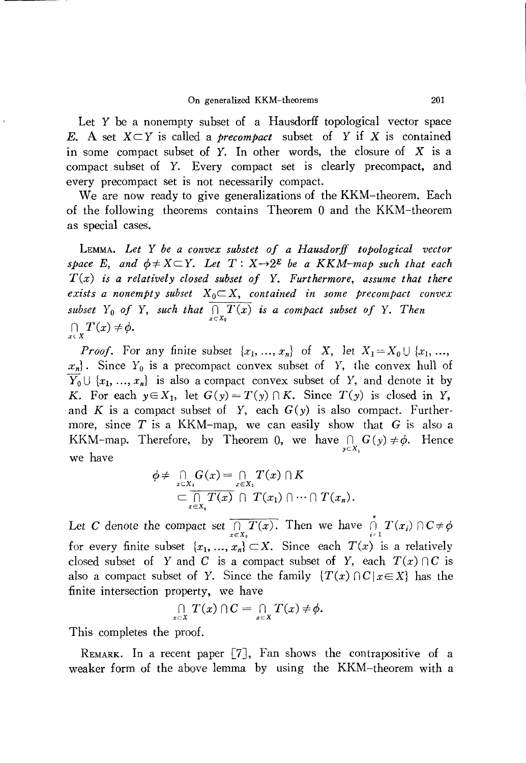Let $Y$ be a nonempty subset of a Hausdorff topological vector space $E$. A set $X \subset Y$ is called a *precompact* subset of $Y$ if $X$ is contained in some compact subset of $Y$. In other words, the closure of $X$ is a compact subset of $Y$. Every compact set is clearly precompact, and every precompact set is not necessarily compact.

We are now ready to give generalizations of the KKM-theorem. Each of the following theorems contains Theorem 0 and the KKM-theorem as special cases.

LEMMA. *Let $Y$ be a convex substet of a Hausdorff topological vector space $E$, and $\phi \neq X \subset Y$. Let $T : X \to 2^E$ be a KKM-map such that each $T(x)$ is a relatively closed subset of $Y$. Furthermore, assume that there exists a nonempty subset $X_0 \subset X$, contained in some precompact convex subset $Y_0$ of $Y$, such that $\overline{\bigcap_{x \in X_0} T(x)}$ is a compact subset of $Y$. Then $\bigcap_{x \in X} T(x) \neq \phi$.*

*Proof.* For any finite subset $\{x_1, \ldots, x_n\}$ of $X$, let $X_1 = X_0 \cup \{x_1, \ldots, x_n\}$. Since $Y_0$ is a precompact convex subset of $Y$, the convex hull of $\overline{Y_0} \cup \{x_1, \ldots, x_n\}$ is also a compact convex subset of $Y$, and denote it by $K$. For each $y \in X_1$, let $G(y) = T(y) \cap K$. Since $T(y)$ is closed in $Y$, and $K$ is a compact subset of $Y$, each $G(y)$ is also compact. Furthermore, since $T$ is a KKM-map, we can easily show that $G$ is also a KKM-map. Therefore, by Theorem 0, we have $\bigcap_{y \in X_1} G(y) \neq \phi$. Hence we have

$$\phi \neq \bigcap_{x \in X_1} G(x) = \bigcap_{x \in X_1} T(x) \cap K$$
$$\subset \overline{\bigcap_{x \in X_0} T(x)} \cap T(x_1) \cap \cdots \cap T(x_n).$$

Let $C$ denote the compact set $\overline{\bigcap_{x \in X_0} T(x)}$. Then we have $\bigcap_{i=1}^{n} T(x_i) \cap C \neq \phi$ for every finite subset $\{x_1, \ldots, x_n\} \subset X$. Since each $T(x)$ is a relatively closed subset of $Y$ and $C$ is a compact subset of $Y$, each $T(x) \cap C$ is also a compact subset of $Y$. Since the family $\{T(x) \cap C \mid x \in X\}$ has the finite intersection property, we have

$$\bigcap_{x \in X} T(x) \cap C = \bigcap_{x \in X} T(x) \neq \phi.$$

This completes the proof.

REMARK. In a recent paper [7], Fan shows the contrapositive of a weaker form of the above lemma by using the KKM-theorem with a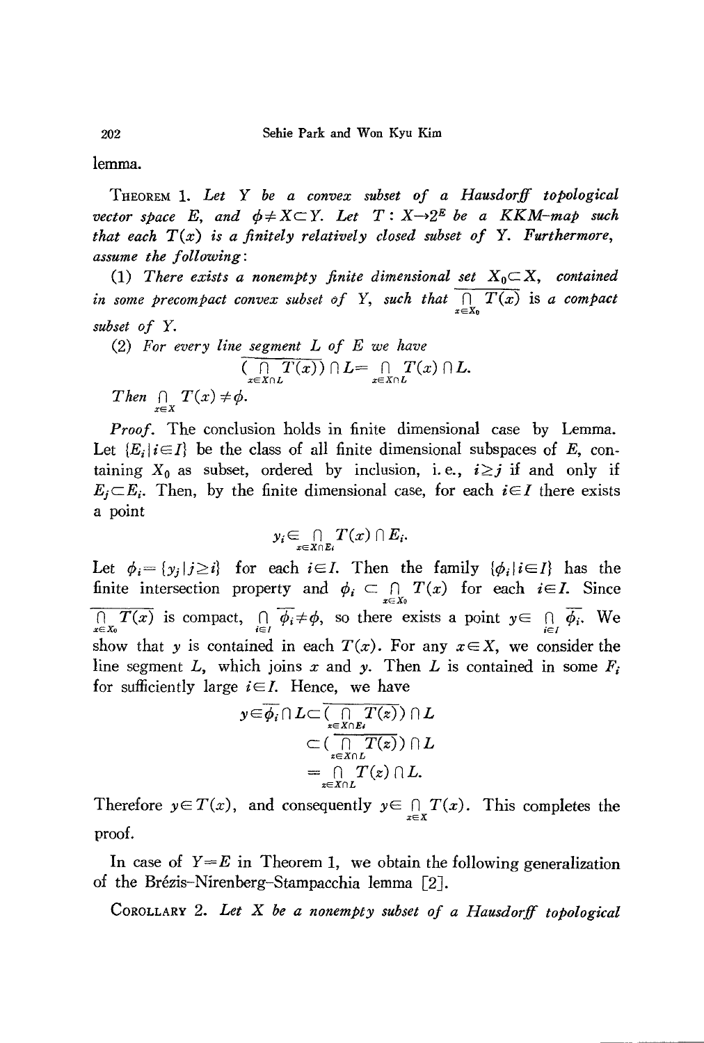lemma.

THEOREM 1. *Let $Y$ be a convex subset of a Hausdorff topological vector space $E$, and $\phi \neq X \subset Y$. Let $T: X \to 2^E$ be a KKM-map such that each $T(x)$ is a finitely relatively closed subset of $Y$. Furthermore, assume the following*:

(1) *There exists a nonempty finite dimensional set $X_0 \subset X$, contained in some precompact convex subset of $Y$, such that $\overline{\bigcap_{x \in X_0} T(x)}$ is a compact subset of $Y$.*

(2) *For every line segment $L$ of $E$ we have*

$$(\overline{\bigcap_{x \in X \cap L} T(x)}) \cap L = \bigcap_{x \in X \cap L} T(x) \cap L.$$

*Then $\bigcap_{x \in X} T(x) \neq \phi$.*

*Proof.* The conclusion holds in finite dimensional case by Lemma. Let $\{E_i \mid i \in I\}$ be the class of all finite dimensional subspaces of $E$, containing $X_0$ as subset, ordered by inclusion, i.e., $i \geq j$ if and only if $E_j \subset E_i$. Then, by the finite dimensional case, for each $i \in I$ there exists a point

$$y_i \in \bigcap_{x \in X \cap E_i} T(x) \cap E_i.$$

Let $\phi_i = \{y_j \mid j \geq i\}$ for each $i \in I$. Then the family $\{\phi_i \mid i \in I\}$ has the finite intersection property and $\phi_i \subset \bigcap_{x \in X_0} T(x)$ for each $i \in I$. Since $\overline{\bigcap_{x \in X_0} T(x)}$ is compact, $\bigcap_{i \in I} \overline{\phi_i} \neq \phi$, so there exists a point $y \in \bigcap_{i \in I} \overline{\phi_i}$. We show that $y$ is contained in each $T(x)$. For any $x \in X$, we consider the line segment $L$, which joins $x$ and $y$. Then $L$ is contained in some $F_i$ for sufficiently large $i \in I$. Hence, we have

$$\begin{aligned} y \in \overline{\phi_i} \cap L &\subset (\overline{\bigcap_{z \in X \cap E_i} T(z)}) \cap L \\ &\subset (\overline{\bigcap_{z \in X \cap L} T(z)}) \cap L \\ &= \bigcap_{z \in X \cap L} T(z) \cap L. \end{aligned}$$

Therefore $y \in T(x)$, and consequently $y \in \bigcap_{x \in X} T(x)$. This completes the proof.

In case of $Y = E$ in Theorem 1, we obtain the following generalization of the Brézis-Nirenberg-Stampacchia lemma [2].

COROLLARY 2. *Let $X$ be a nonempty subset of a Hausdorff topological*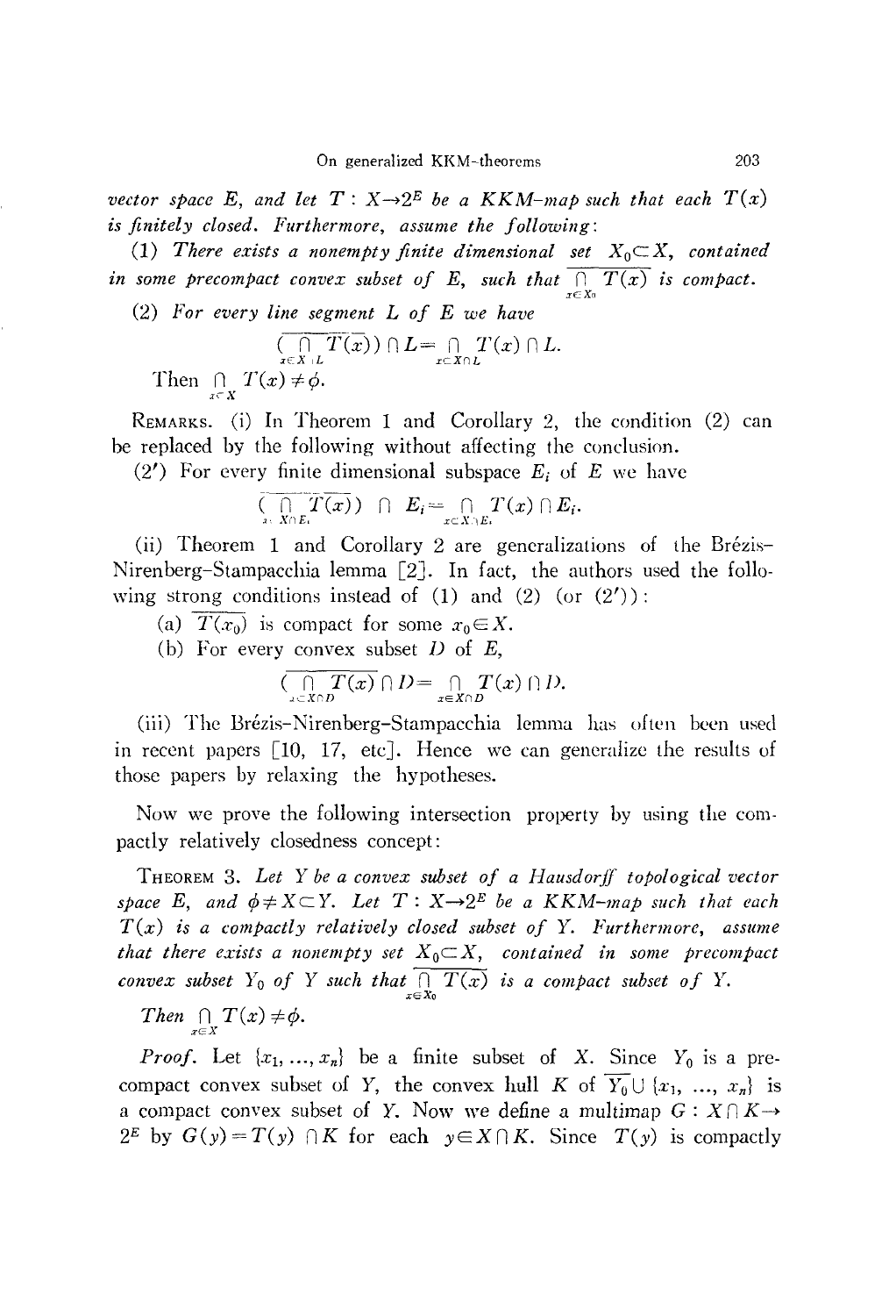*vector space* $E$, *and let* $T : X \to 2^E$ *be a KKM-map such that each* $T(x)$ *is finitely closed. Furthermore, assume the following*:

(1) *There exists a nonempty finite dimensional set* $X_0 \subset X$, *contained in some precompact convex subset of* $E$, *such that* $\overline{\bigcap_{x \in X_0} T(x)}$ *is compact.*

(2) *For every line segment* $L$ *of* $E$ *we have*

$$\left(\overline{\bigcap_{x \in X \cap L} T(x)}\right) \cap L = \bigcap_{x \in X \cap L} T(x) \cap L.$$

Then $\bigcap_{x \in X} T(x) \neq \phi$.

REMARKS. (i) In Theorem 1 and Corollary 2, the condition (2) can be replaced by the following without affecting the conclusion.

(2′) For every finite dimensional subspace $E_i$ of $E$ we have

$$\left(\overline{\bigcap_{x \in X \cap E_i} T(x)}\right) \cap E_i = \bigcap_{x \in X \cap E_i} T(x) \cap E_i.$$

(ii) Theorem 1 and Corollary 2 are generalizations of the Brézis–Nirenberg–Stampacchia lemma [2]. In fact, the authors used the following strong conditions instead of (1) and (2) (or (2′)):

(a) $\overline{T(x_0)}$ is compact for some $x_0 \in X$.

(b) For every convex subset $D$ of $E$,

$$\left(\overline{\bigcap_{x \in X \cap D} T(x)}\right) \cap D = \bigcap_{x \in X \cap D} T(x) \cap D.$$

(iii) The Brézis–Nirenberg–Stampacchia lemma has often been used in recent papers [10, 17, etc]. Hence we can generalize the results of those papers by relaxing the hypotheses.

Now we prove the following intersection property by using the compactly relatively closedness concept:

THEOREM 3. *Let* $Y$ *be a convex subset of a Hausdorff topological vector space* $E$, *and* $\phi \neq X \subset Y$. *Let* $T : X \to 2^E$ *be a KKM-map such that each* $T(x)$ *is a compactly relatively closed subset of* $Y$. *Furthermore, assume that there exists a nonempty set* $X_0 \subset X$, *contained in some precompact convex subset* $Y_0$ *of* $Y$ *such that* $\overline{\bigcap_{x \in X_0} T(x)}$ *is a compact subset of* $Y$.

*Then* $\bigcap_{x \in X} T(x) \neq \phi$.

*Proof*. Let $\{x_1, \ldots, x_n\}$ be a finite subset of $X$. Since $Y_0$ is a precompact convex subset of $Y$, the convex hull $K$ of $\overline{Y_0} \cup \{x_1, \ldots, x_n\}$ is a compact convex subset of $Y$. Now we define a multimap $G : X \cap K \to 2^E$ by $G(y) = T(y) \cap K$ for each $y \in X \cap K$. Since $T(y)$ is compactly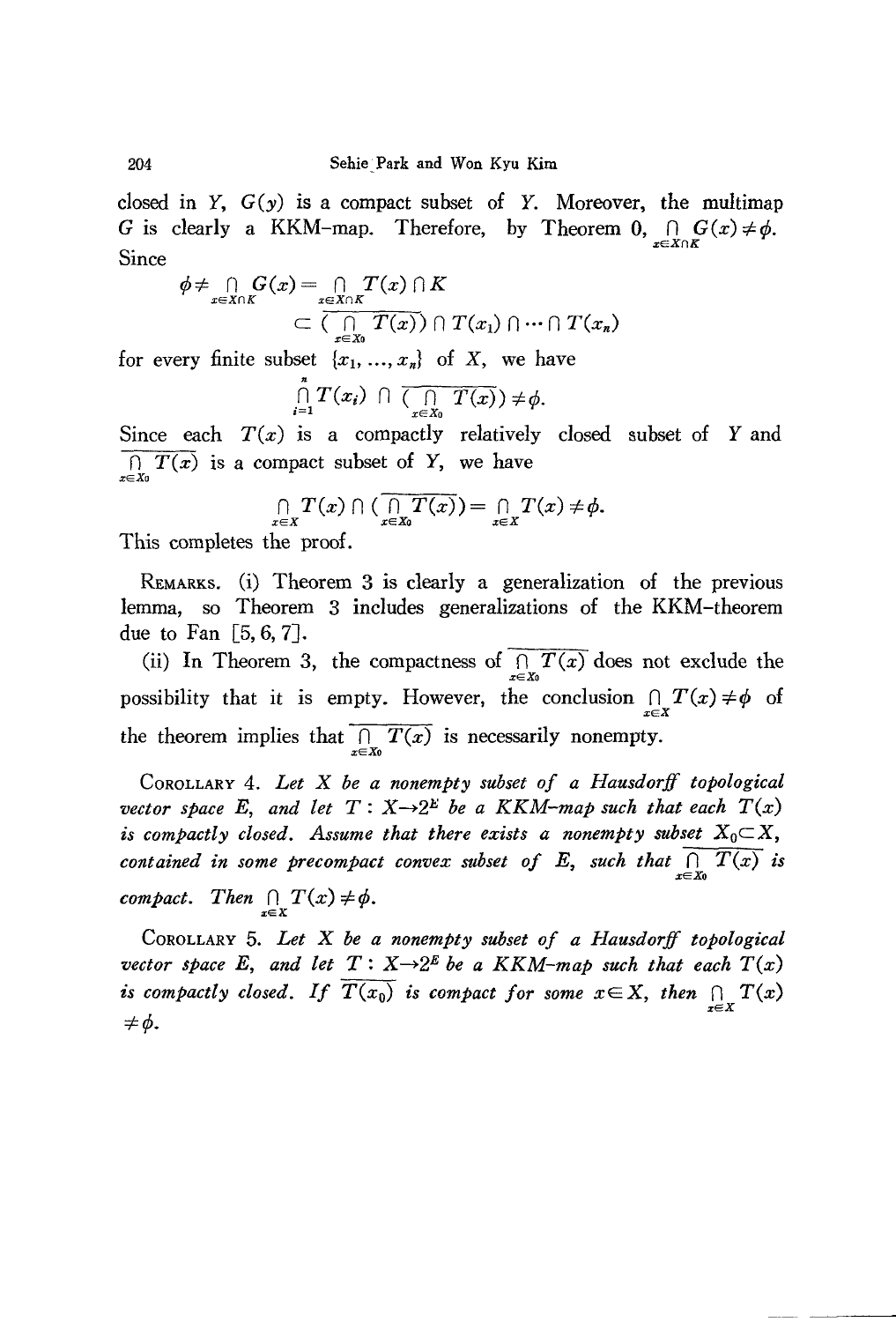closed in $Y$, $G(y)$ is a compact subset of $Y$. Moreover, the multimap $G$ is clearly a KKM-map. Therefore, by Theorem 0, $\bigcap_{x \in X \cap K} G(x) \neq \phi$. Since

$$\phi \neq \bigcap_{x \in X \cap K} G(x) = \bigcap_{x \in X \cap K} T(x) \cap K$$
$$\subset \overline{\left( \bigcap_{x \in X_0} T(x) \right)} \cap T(x_1) \cap \cdots \cap T(x_n)$$

for every finite subset $\{x_1, \ldots, x_n\}$ of $X$, we have

$$\bigcap_{i=1}^{n} T(x_i) \cap \overline{\left( \bigcap_{x \in X_0} T(x) \right)} \neq \phi.$$

Since each $T(x)$ is a compactly relatively closed subset of $Y$ and $\overline{\bigcap_{x \in X_0} T(x)}$ is a compact subset of $Y$, we have

$$\bigcap_{x \in X} T(x) \cap \left( \overline{\bigcap_{x \in X_0} T(x)} \right) = \bigcap_{x \in X} T(x) \neq \phi.$$

This completes the proof.

REMARKS. (i) Theorem 3 is clearly a generalization of the previous lemma, so Theorem 3 includes generalizations of the KKM-theorem due to Fan [5, 6, 7].

(ii) In Theorem 3, the compactness of $\overline{\bigcap_{x \in X_0} T(x)}$ does not exclude the possibility that it is empty. However, the conclusion $\bigcap_{x \in X} T(x) \neq \phi$ of the theorem implies that $\overline{\bigcap_{x \in X_0} T(x)}$ is necessarily nonempty.

COROLLARY 4. *Let $X$ be a nonempty subset of a Hausdorff topological vector space $E$, and let $T : X \to 2^E$ be a KKM-map such that each $T(x)$ is compactly closed. Assume that there exists a nonempty subset $X_0 \subset X$, contained in some precompact convex subset of $E$, such that $\overline{\bigcap_{x \in X_0} T(x)}$ is compact. Then $\bigcap_{x \in X} T(x) \neq \phi$.*

COROLLARY 5. *Let $X$ be a nonempty subset of a Hausdorff topological vector space $E$, and let $T : X \to 2^E$ be a KKM-map such that each $T(x)$ is compactly closed. If $\overline{T(x_0)}$ is compact for some $x \in X$, then $\bigcap_{x \in X} T(x) \neq \phi$.*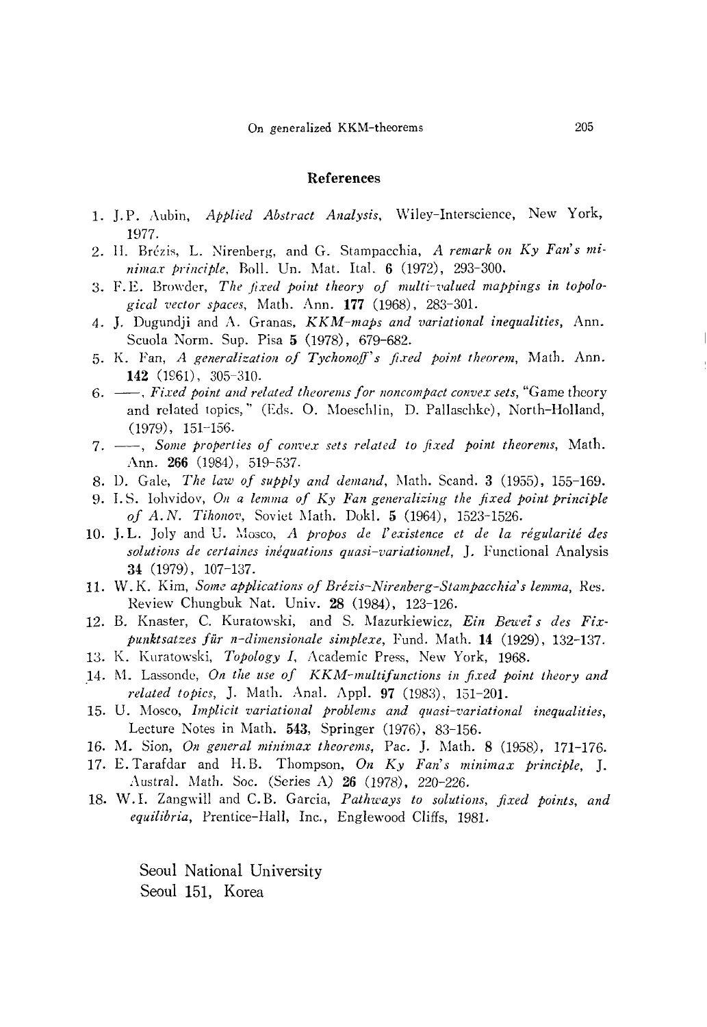## References

1. J.P. Aubin, *Applied Abstract Analysis*, Wiley-Interscience, New York, 1977.
2. H. Brézis, L. Nirenberg, and G. Stampacchia, *A remark on Ky Fan's minimax principle*, Boll. Un. Mat. Ital. **6** (1972), 293-300.
3. F.E. Browder, *The fixed point theory of multi-valued mappings in topological vector spaces*, Math. Ann. **177** (1968), 283-301.
4. J. Dugundji and A. Granas, *KKM-maps and variational inequalities*, Ann. Scuola Norm. Sup. Pisa **5** (1978), 679-682.
5. K. Fan, *A generalization of Tychonoff's fixed point theorem*, Math. Ann. **142** (1961), 305-310.
6. ——, *Fixed point and related theorems for noncompact convex sets*, "Game theory and related topics," (Eds. O. Moeschlin, D. Pallaschke), North-Holland, (1979), 151-156.
7. ——, *Some properties of convex sets related to fixed point theorems*, Math. Ann. **266** (1984), 519-537.
8. D. Gale, *The law of supply and demand*, Math. Scand. **3** (1955), 155-169.
9. I.S. Iohvidov, *On a lemma of Ky Fan generalizing the fixed point principle of A.N. Tihonov*, Soviet Math. Dokl. **5** (1964), 1523-1526.
10. J.L. Joly and U. Mosco, *A propos de l'existence et de la régularité des solutions de certaines inéquations quasi-variationnel*, J. Functional Analysis **34** (1979), 107-137.
11. W.K. Kim, *Some applications of Brézis-Nirenberg-Stampacchia's lemma*, Res. Review Chungbuk Nat. Univ. **28** (1984), 123-126.
12. B. Knaster, C. Kuratowski, and S. Mazurkiewicz, *Ein Beweis des Fixpunktsatzes für n-dimensionale simplexe*, Fund. Math. **14** (1929), 132-137.
13. K. Kuratowski, *Topology I*, Academic Press, New York, 1968.
14. M. Lassonde, *On the use of KKM-multifunctions in fixed point theory and related topics*, J. Math. Anal. Appl. **97** (1983), 151-201.
15. U. Mosco, *Implicit variational problems and quasi-variational inequalities*, Lecture Notes in Math. **543**, Springer (1976), 83-156.
16. M. Sion, *On general minimax theorems*, Pac. J. Math. **8** (1958), 171-176.
17. E. Tarafdar and H.B. Thompson, *On Ky Fan's minimax principle*, J. Austral. Math. Soc. (Series A) **26** (1978), 220-226.
18. W.I. Zangwill and C.B. Garcia, *Pathways to solutions, fixed points, and equilibria*, Prentice-Hall, Inc., Englewood Cliffs, 1981.

Seoul National University
Seoul 151, Korea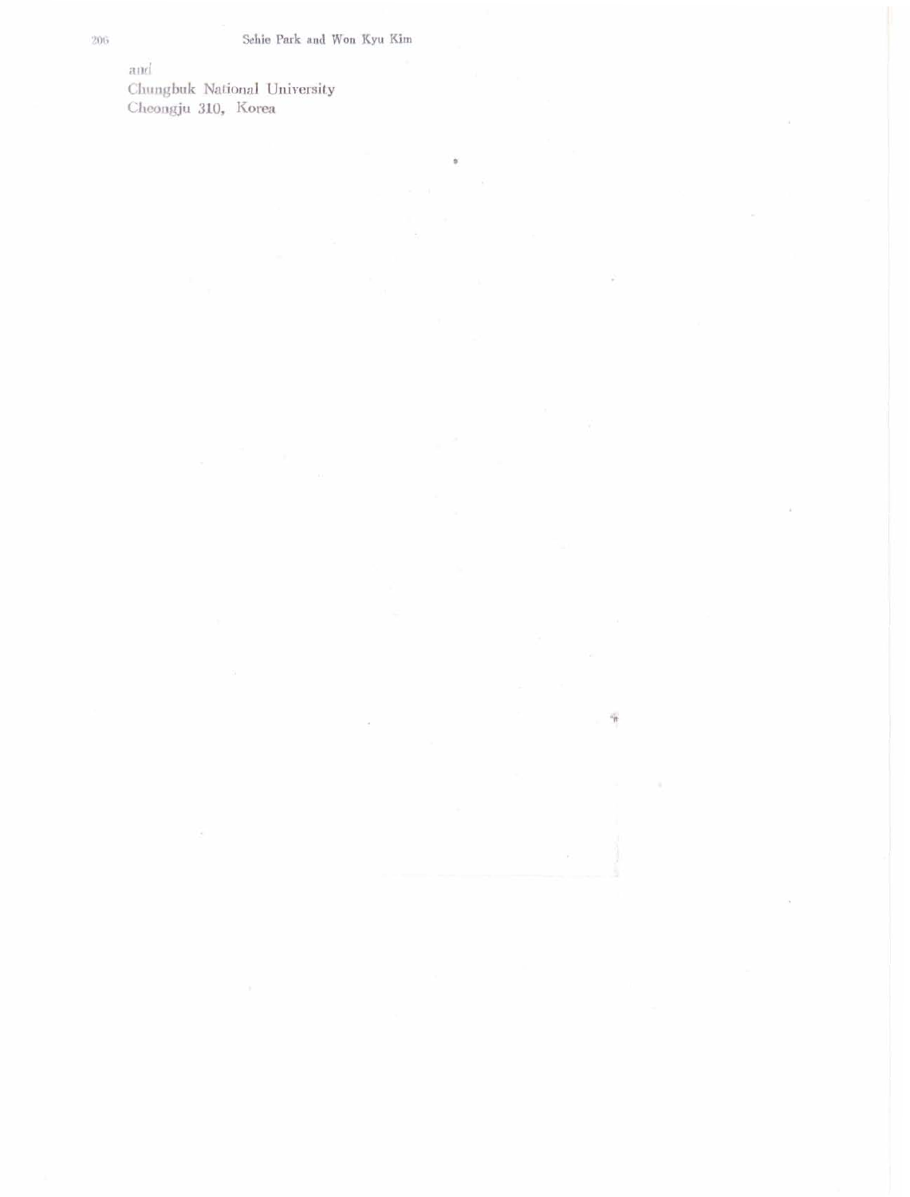and
Chungbuk National University
Cheongju 310, Korea